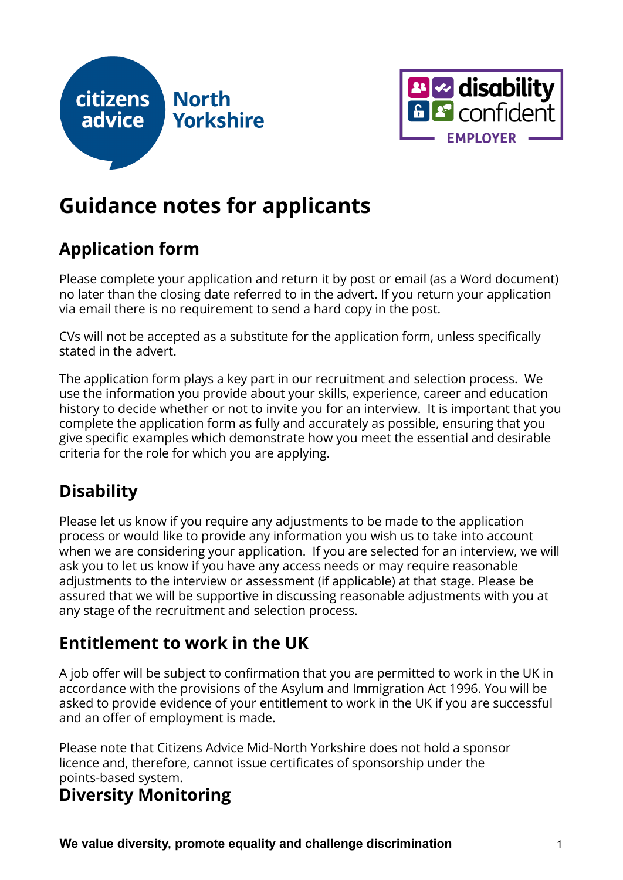# Guidance notes for applicants

## Application form

Please complete your application and return it by post or email (as a Word document) no later than the closing date referred to in the advert. If you return your application via email there is no requirement to send a hard copy in the post.

CVs will not be accepted as a substitute for the application form, unless specifically stated in the advert.

The application form plays a key part in our recruitment and selection process. We use the information you provide about your skills, experience, career and education history to decide whether or not to invite you for an interview. It is important that you complete the application form as fully and accurately as possible, ensuring that you give specific examples which demonstrate how you meet the essential and desirable criteria for the role for which you are applying.

## Disability

Please let us know if you require any adjustments to be made to the application process or would like to provide any information you wish us to take into account when we are considering your application. If you are selected for an interview, we will ask you to let us know if you have any access needs or may require reasonable adjustments to the interview or assessment (if applicable) at that stage. Please be assured that we will be supportive in discussing reasonable adjustments with you at any stage of the recruitment and selection process.

## Entitlement to work in the UK

A job offer will be subject to confirmation that you are permitted to work in the UK in accordance with the provisions of the Asylum and Immigration Act 1996. You will be asked to provide evidence of your entitlement to work in the UK if you are successful and an offer of employment is made.

Please note that Citizens Advice Mid-North Yorkshire does not hold a sponsor licence and, therefore, cannot issue certificates of sponsorship under the points-based system.

## Diversity Monitoring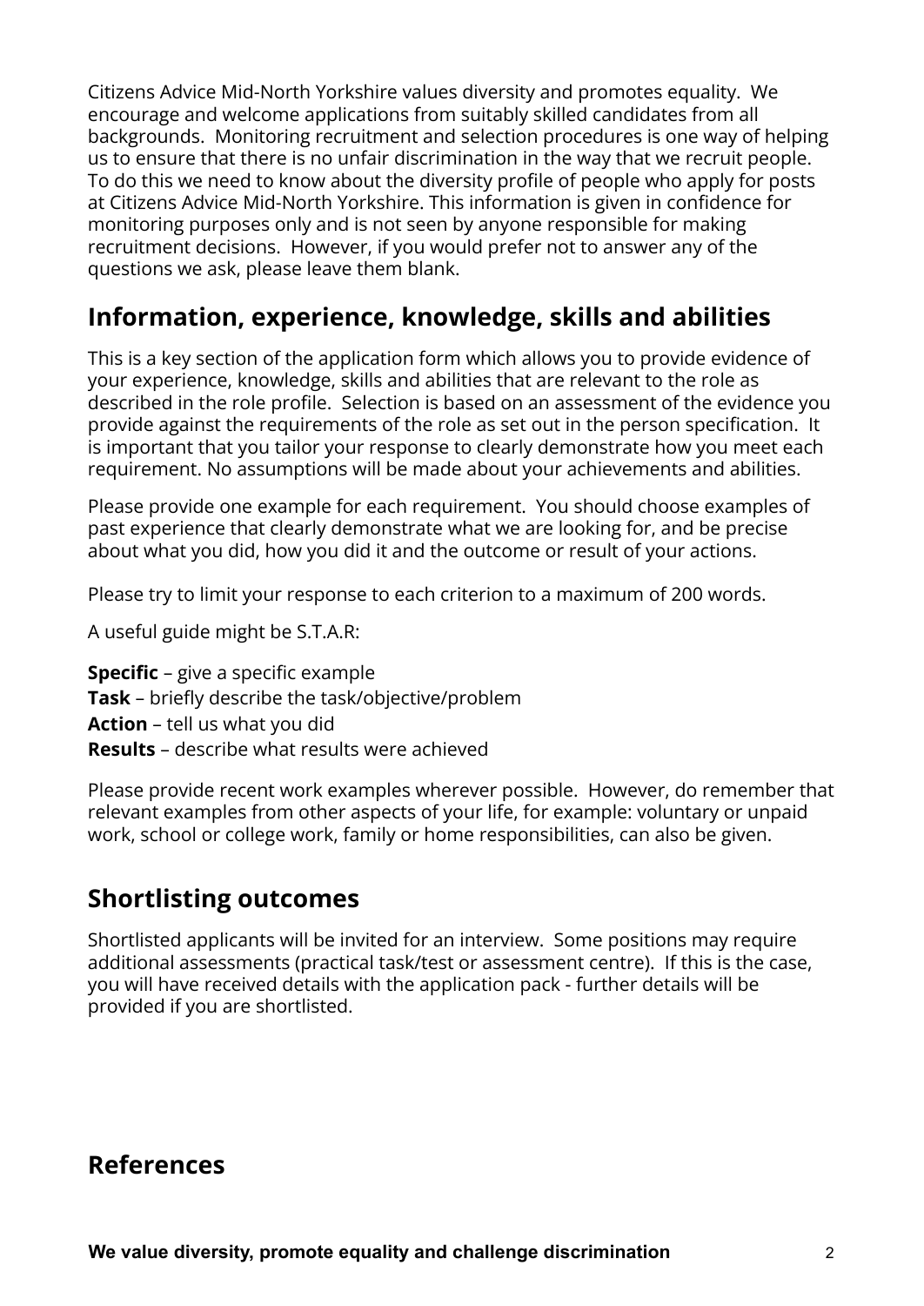Citizens Advice Mid-North Yorkshire values diversity and promotes equality. We encourage and welcome applications from suitably skilled candidates from all backgrounds. Monitoring recruitment and selection procedures is one way of helping us to ensure that there is no unfair discrimination in the way that we recruit people. To do this we need to know about the diversity profile of people who apply for posts at Citizens Advice Mid-North Yorkshire. This information is given in confidence for monitoring purposes only and is not seen by anyone responsible for making recruitment decisions. However, if you would prefer not to answer any of the questions we ask, please leave them blank.

## Information, experience, knowledge, skills and abilities

This is a key section of the application form which allows you to provide evidence of your experience, knowledge, skills and abilities that are relevant to the role as described in the role profile. Selection is based on an assessment of the evidence you provide against the requirements of the role as set out in the person specification. It is important that you tailor your response to clearly demonstrate how you meet each requirement. No assumptions will be made about your achievements and abilities.

Please provide one example for each requirement. You should choose examples of past experience that clearly demonstrate what we are looking for, and be precise about what you did, how you did it and the outcome or result of your actions.

Please try to limit your response to each criterion to a maximum of 200 words.

A useful guide might be S.T.A.R:

**Specific** – give a specific example
**Task** – briefly describe the task/objective/problem
**Action** – tell us what you did
**Results** – describe what results were achieved

Please provide recent work examples wherever possible. However, do remember that relevant examples from other aspects of your life, for example: voluntary or unpaid work, school or college work, family or home responsibilities, can also be given.

## Shortlisting outcomes

Shortlisted applicants will be invited for an interview. Some positions may require additional assessments (practical task/test or assessment centre). If this is the case, you will have received details with the application pack - further details will be provided if you are shortlisted.

## References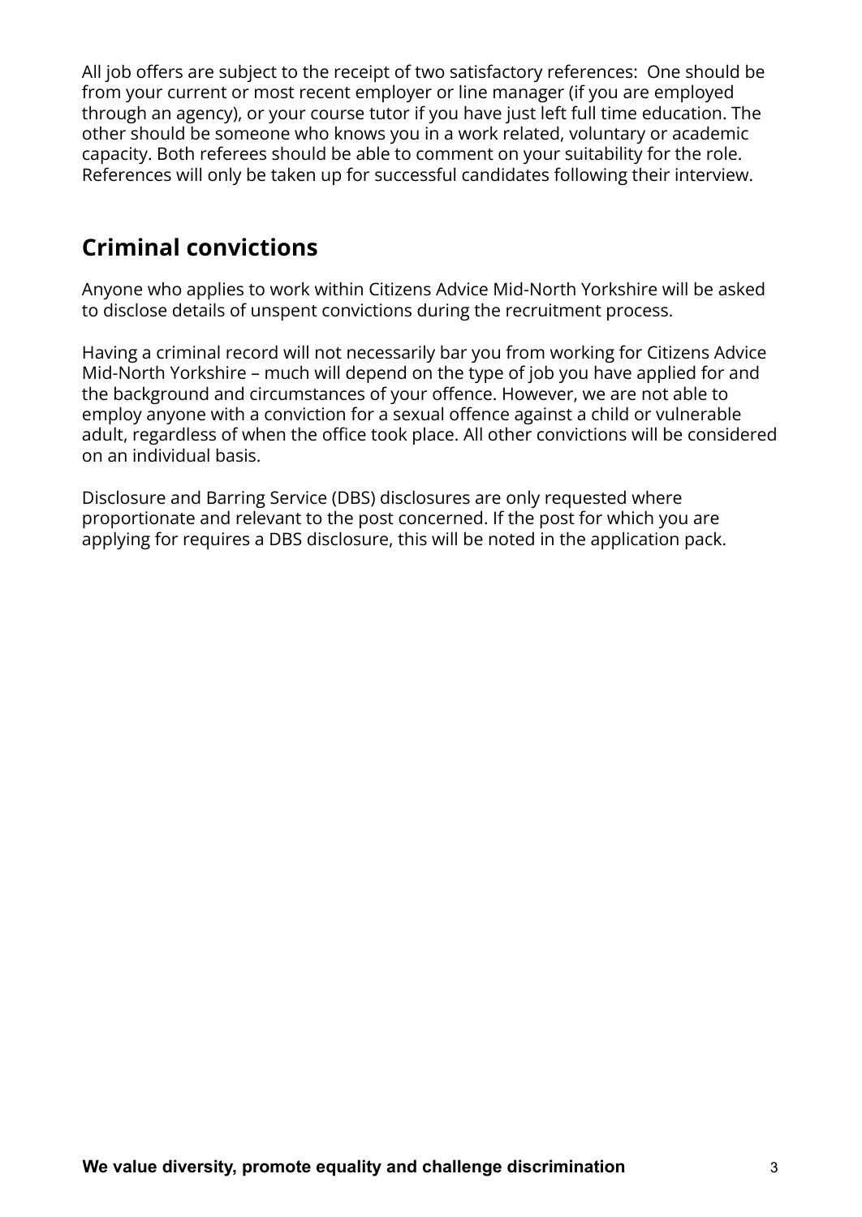All job offers are subject to the receipt of two satisfactory references:  One should be from your current or most recent employer or line manager (if you are employed through an agency), or your course tutor if you have just left full time education. The other should be someone who knows you in a work related, voluntary or academic capacity. Both referees should be able to comment on your suitability for the role. References will only be taken up for successful candidates following their interview.

## Criminal convictions

Anyone who applies to work within Citizens Advice Mid-North Yorkshire will be asked to disclose details of unspent convictions during the recruitment process.

Having a criminal record will not necessarily bar you from working for Citizens Advice Mid-North Yorkshire – much will depend on the type of job you have applied for and the background and circumstances of your offence. However, we are not able to employ anyone with a conviction for a sexual offence against a child or vulnerable adult, regardless of when the office took place. All other convictions will be considered on an individual basis.

Disclosure and Barring Service (DBS) disclosures are only requested where proportionate and relevant to the post concerned. If the post for which you are applying for requires a DBS disclosure, this will be noted in the application pack.

**We value diversity, promote equality and challenge discrimination**